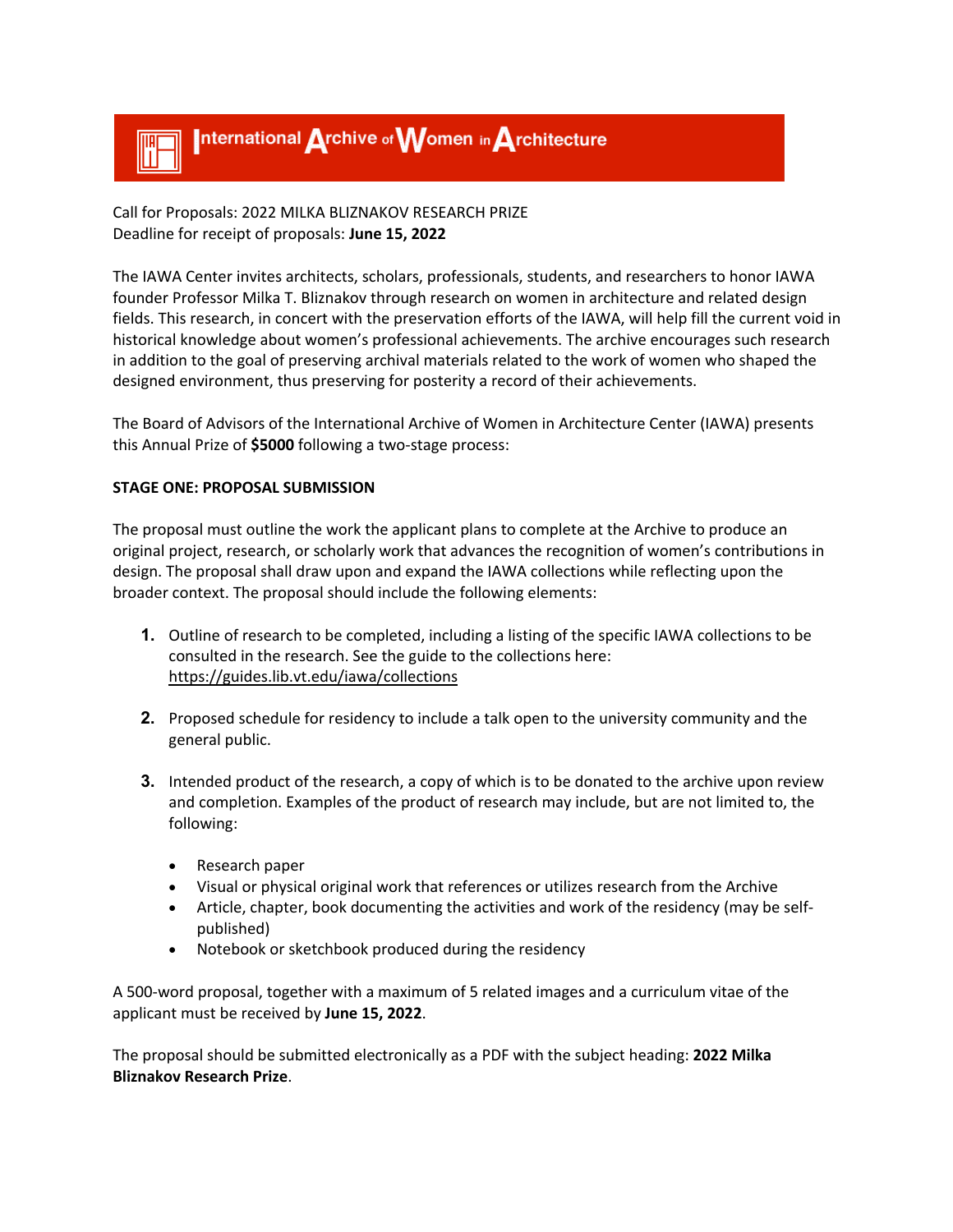# International Archive of Women in Architecture

Call for Proposals: 2022 MILKA BLIZNAKOV RESEARCH PRIZE
Deadline for receipt of proposals: **June 15, 2022**

The IAWA Center invites architects, scholars, professionals, students, and researchers to honor IAWA founder Professor Milka T. Bliznakov through research on women in architecture and related design fields. This research, in concert with the preservation efforts of the IAWA, will help fill the current void in historical knowledge about women's professional achievements. The archive encourages such research in addition to the goal of preserving archival materials related to the work of women who shaped the designed environment, thus preserving for posterity a record of their achievements.

The Board of Advisors of the International Archive of Women in Architecture Center (IAWA) presents this Annual Prize of **$5000** following a two-stage process:

**STAGE ONE: PROPOSAL SUBMISSION**

The proposal must outline the work the applicant plans to complete at the Archive to produce an original project, research, or scholarly work that advances the recognition of women's contributions in design. The proposal shall draw upon and expand the IAWA collections while reflecting upon the broader context. The proposal should include the following elements:

1. Outline of research to be completed, including a listing of the specific IAWA collections to be consulted in the research. See the guide to the collections here: https://guides.lib.vt.edu/iawa/collections

2. Proposed schedule for residency to include a talk open to the university community and the general public.

3. Intended product of the research, a copy of which is to be donated to the archive upon review and completion. Examples of the product of research may include, but are not limited to, the following:

   - Research paper
   - Visual or physical original work that references or utilizes research from the Archive
   - Article, chapter, book documenting the activities and work of the residency (may be self-published)
   - Notebook or sketchbook produced during the residency

A 500-word proposal, together with a maximum of 5 related images and a curriculum vitae of the applicant must be received by **June 15, 2022**.

The proposal should be submitted electronically as a PDF with the subject heading: **2022 Milka Bliznakov Research Prize**.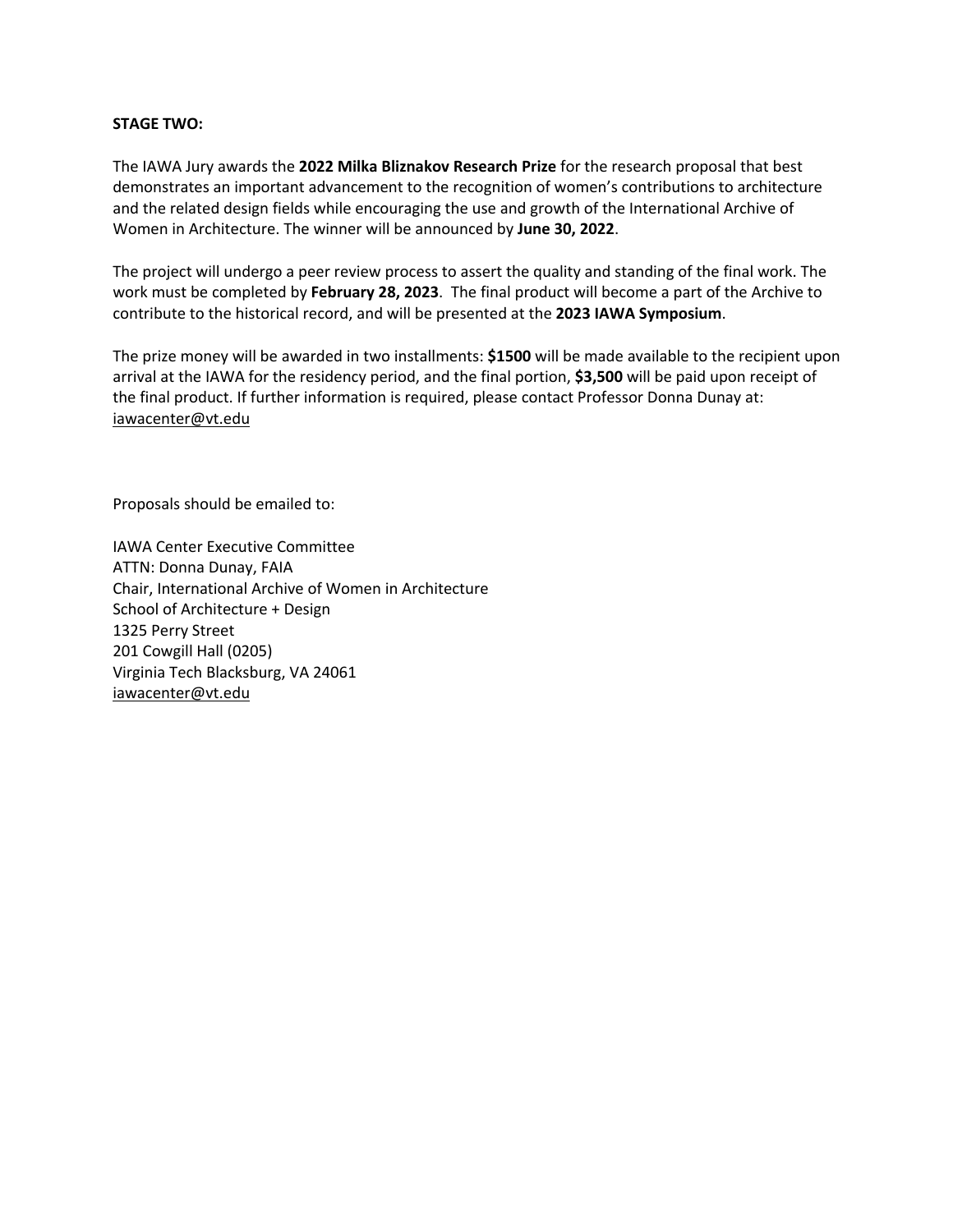**STAGE TWO:**

The IAWA Jury awards the **2022 Milka Bliznakov Research Prize** for the research proposal that best demonstrates an important advancement to the recognition of women's contributions to architecture and the related design fields while encouraging the use and growth of the International Archive of Women in Architecture. The winner will be announced by **June 30, 2022**.

The project will undergo a peer review process to assert the quality and standing of the final work. The work must be completed by **February 28, 2023**. The final product will become a part of the Archive to contribute to the historical record, and will be presented at the **2023 IAWA Symposium**.

The prize money will be awarded in two installments: **$1500** will be made available to the recipient upon arrival at the IAWA for the residency period, and the final portion, **$3,500** will be paid upon receipt of the final product. If further information is required, please contact Professor Donna Dunay at: iawacenter@vt.edu

Proposals should be emailed to:

IAWA Center Executive Committee
ATTN: Donna Dunay, FAIA
Chair, International Archive of Women in Architecture
School of Architecture + Design
1325 Perry Street
201 Cowgill Hall (0205)
Virginia Tech Blacksburg, VA 24061
iawacenter@vt.edu